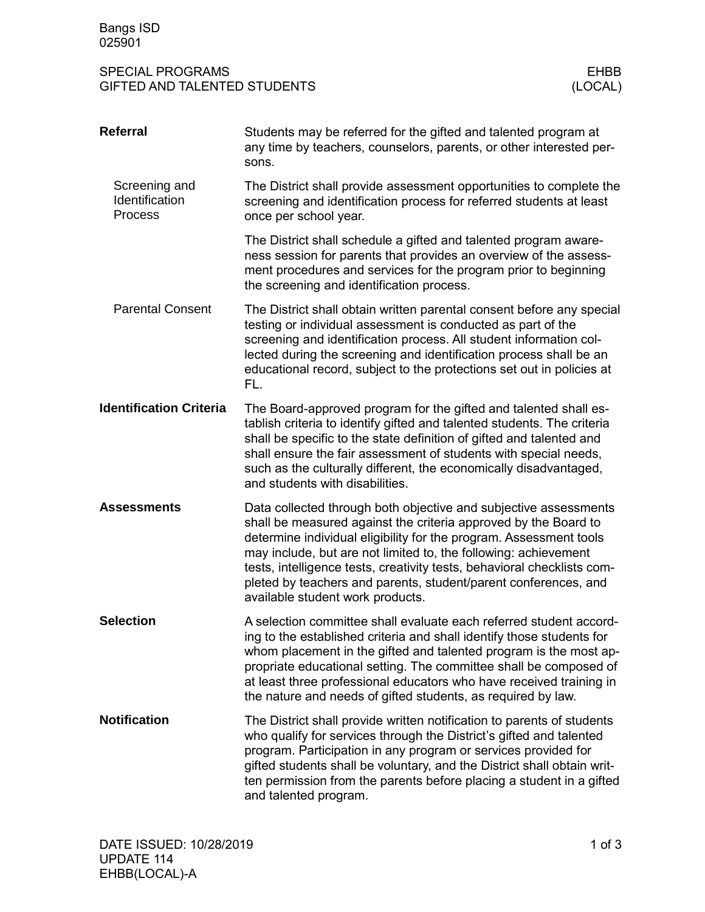Bangs ISD
025901

SPECIAL PROGRAMS
GIFTED AND TALENTED STUDENTS

EHBB
(LOCAL)

## Referral

Students may be referred for the gifted and talented program at any time by teachers, counselors, parents, or other interested persons.

### Screening and Identification Process

The District shall provide assessment opportunities to complete the screening and identification process for referred students at least once per school year.

The District shall schedule a gifted and talented program awareness session for parents that provides an overview of the assessment procedures and services for the program prior to beginning the screening and identification process.

### Parental Consent

The District shall obtain written parental consent before any special testing or individual assessment is conducted as part of the screening and identification process. All student information collected during the screening and identification process shall be an educational record, subject to the protections set out in policies at FL.

## Identification Criteria

The Board-approved program for the gifted and talented shall establish criteria to identify gifted and talented students. The criteria shall be specific to the state definition of gifted and talented and shall ensure the fair assessment of students with special needs, such as the culturally different, the economically disadvantaged, and students with disabilities.

## Assessments

Data collected through both objective and subjective assessments shall be measured against the criteria approved by the Board to determine individual eligibility for the program. Assessment tools may include, but are not limited to, the following: achievement tests, intelligence tests, creativity tests, behavioral checklists completed by teachers and parents, student/parent conferences, and available student work products.

## Selection

A selection committee shall evaluate each referred student according to the established criteria and shall identify those students for whom placement in the gifted and talented program is the most appropriate educational setting. The committee shall be composed of at least three professional educators who have received training in the nature and needs of gifted students, as required by law.

## Notification

The District shall provide written notification to parents of students who qualify for services through the District's gifted and talented program. Participation in any program or services provided for gifted students shall be voluntary, and the District shall obtain written permission from the parents before placing a student in a gifted and talented program.

DATE ISSUED: 10/28/2019
UPDATE 114
EHBB(LOCAL)-A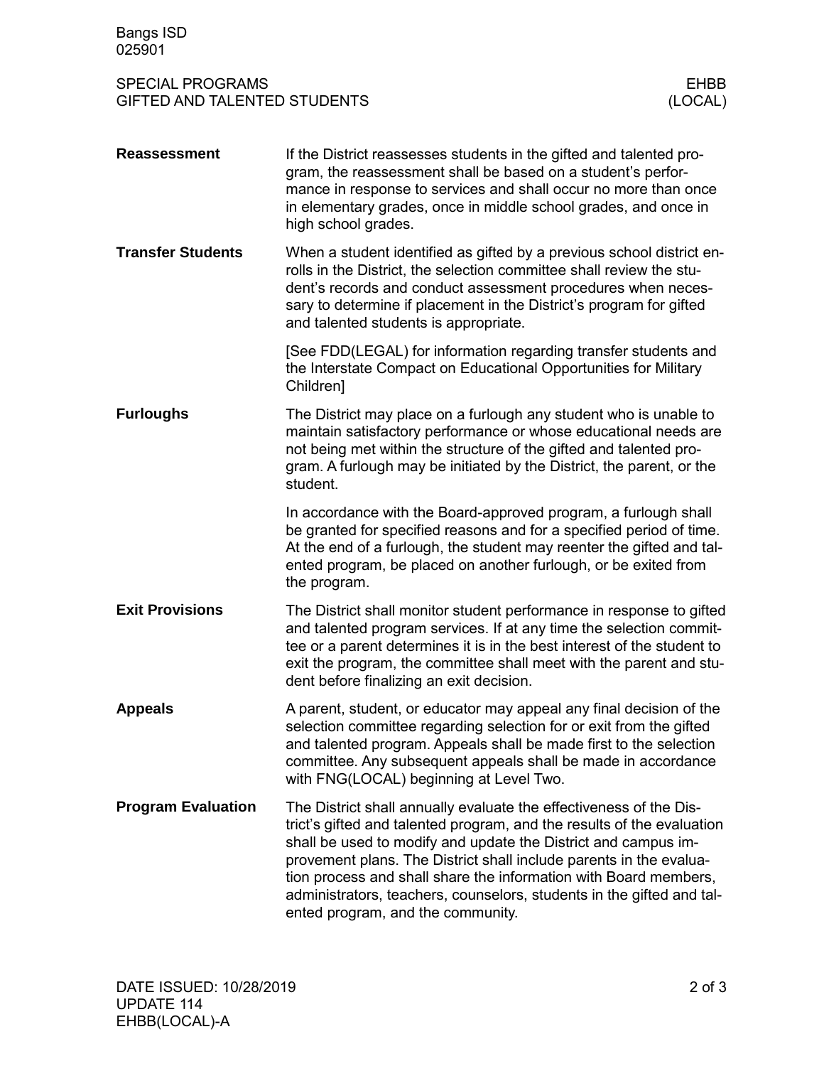## Reassessment

If the District reassesses students in the gifted and talented program, the reassessment shall be based on a student's performance in response to services and shall occur no more than once in elementary grades, once in middle school grades, and once in high school grades.

## Transfer Students

When a student identified as gifted by a previous school district enrolls in the District, the selection committee shall review the student's records and conduct assessment procedures when necessary to determine if placement in the District's program for gifted and talented students is appropriate.

[See FDD(LEGAL) for information regarding transfer students and the Interstate Compact on Educational Opportunities for Military Children]

## Furloughs

The District may place on a furlough any student who is unable to maintain satisfactory performance or whose educational needs are not being met within the structure of the gifted and talented program. A furlough may be initiated by the District, the parent, or the student.

In accordance with the Board-approved program, a furlough shall be granted for specified reasons and for a specified period of time. At the end of a furlough, the student may reenter the gifted and talented program, be placed on another furlough, or be exited from the program.

## Exit Provisions

The District shall monitor student performance in response to gifted and talented program services. If at any time the selection committee or a parent determines it is in the best interest of the student to exit the program, the committee shall meet with the parent and student before finalizing an exit decision.

## Appeals

A parent, student, or educator may appeal any final decision of the selection committee regarding selection for or exit from the gifted and talented program. Appeals shall be made first to the selection committee. Any subsequent appeals shall be made in accordance with FNG(LOCAL) beginning at Level Two.

## Program Evaluation

The District shall annually evaluate the effectiveness of the District's gifted and talented program, and the results of the evaluation shall be used to modify and update the District and campus improvement plans. The District shall include parents in the evaluation process and shall share the information with Board members, administrators, teachers, counselors, students in the gifted and talented program, and the community.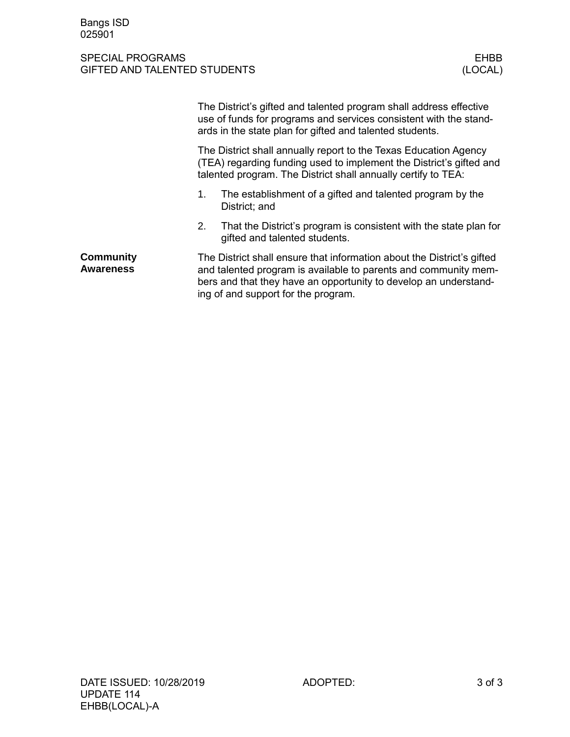The District's gifted and talented program shall address effective use of funds for programs and services consistent with the standards in the state plan for gifted and talented students.

The District shall annually report to the Texas Education Agency (TEA) regarding funding used to implement the District's gifted and talented program. The District shall annually certify to TEA:

1. The establishment of a gifted and talented program by the District; and
2. That the District's program is consistent with the state plan for gifted and talented students.

**Community Awareness**

The District shall ensure that information about the District's gifted and talented program is available to parents and community members and that they have an opportunity to develop an understanding of and support for the program.